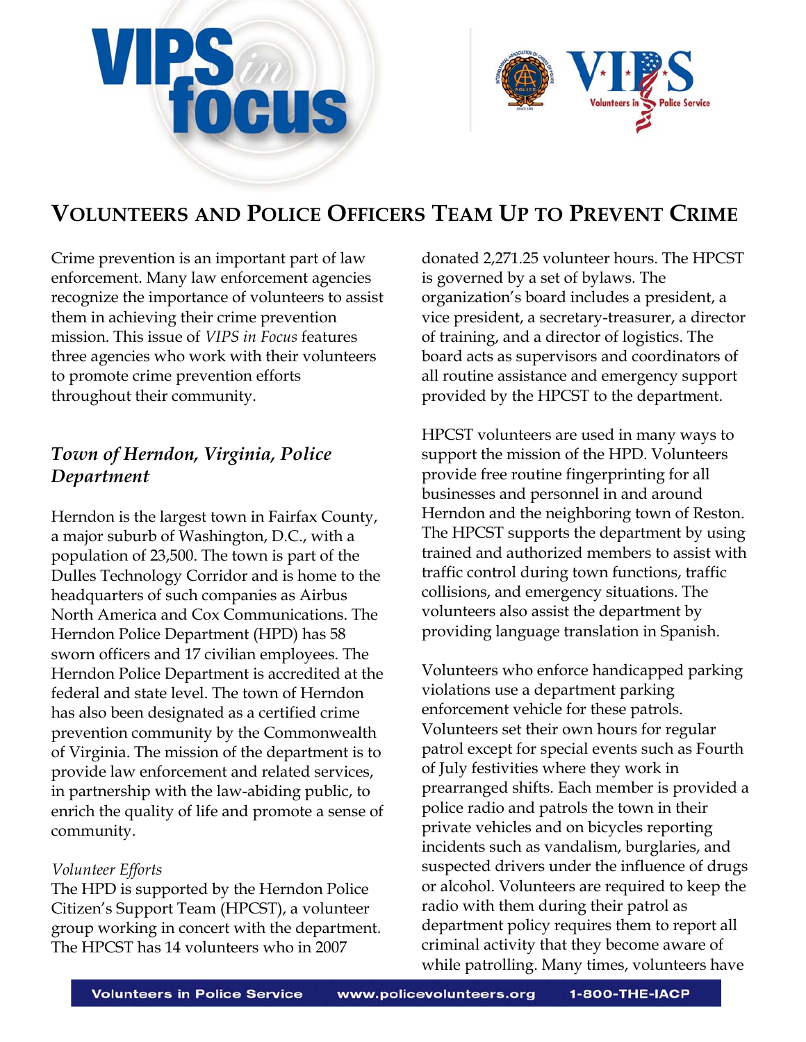# VIPS *in* focus

## Volunteers and Police Officers Team Up to Prevent Crime

Crime prevention is an important part of law enforcement. Many law enforcement agencies recognize the importance of volunteers to assist them in achieving their crime prevention mission. This issue of *VIPS in Focus* features three agencies who work with their volunteers to promote crime prevention efforts throughout their community.

### *Town of Herndon, Virginia, Police Department*

Herndon is the largest town in Fairfax County, a major suburb of Washington, D.C., with a population of 23,500. The town is part of the Dulles Technology Corridor and is home to the headquarters of such companies as Airbus North America and Cox Communications. The Herndon Police Department (HPD) has 58 sworn officers and 17 civilian employees. The Herndon Police Department is accredited at the federal and state level. The town of Herndon has also been designated as a certified crime prevention community by the Commonwealth of Virginia. The mission of the department is to provide law enforcement and related services, in partnership with the law-abiding public, to enrich the quality of life and promote a sense of community.

*Volunteer Efforts*

The HPD is supported by the Herndon Police Citizen's Support Team (HPCST), a volunteer group working in concert with the department. The HPCST has 14 volunteers who in 2007 donated 2,271.25 volunteer hours. The HPCST is governed by a set of bylaws. The organization's board includes a president, a vice president, a secretary-treasurer, a director of training, and a director of logistics. The board acts as supervisors and coordinators of all routine assistance and emergency support provided by the HPCST to the department.

HPCST volunteers are used in many ways to support the mission of the HPD. Volunteers provide free routine fingerprinting for all businesses and personnel in and around Herndon and the neighboring town of Reston. The HPCST supports the department by using trained and authorized members to assist with traffic control during town functions, traffic collisions, and emergency situations. The volunteers also assist the department by providing language translation in Spanish.

Volunteers who enforce handicapped parking violations use a department parking enforcement vehicle for these patrols. Volunteers set their own hours for regular patrol except for special events such as Fourth of July festivities where they work in prearranged shifts. Each member is provided a police radio and patrols the town in their private vehicles and on bicycles reporting incidents such as vandalism, burglaries, and suspected drivers under the influence of drugs or alcohol. Volunteers are required to keep the radio with them during their patrol as department policy requires them to report all criminal activity that they become aware of while patrolling. Many times, volunteers have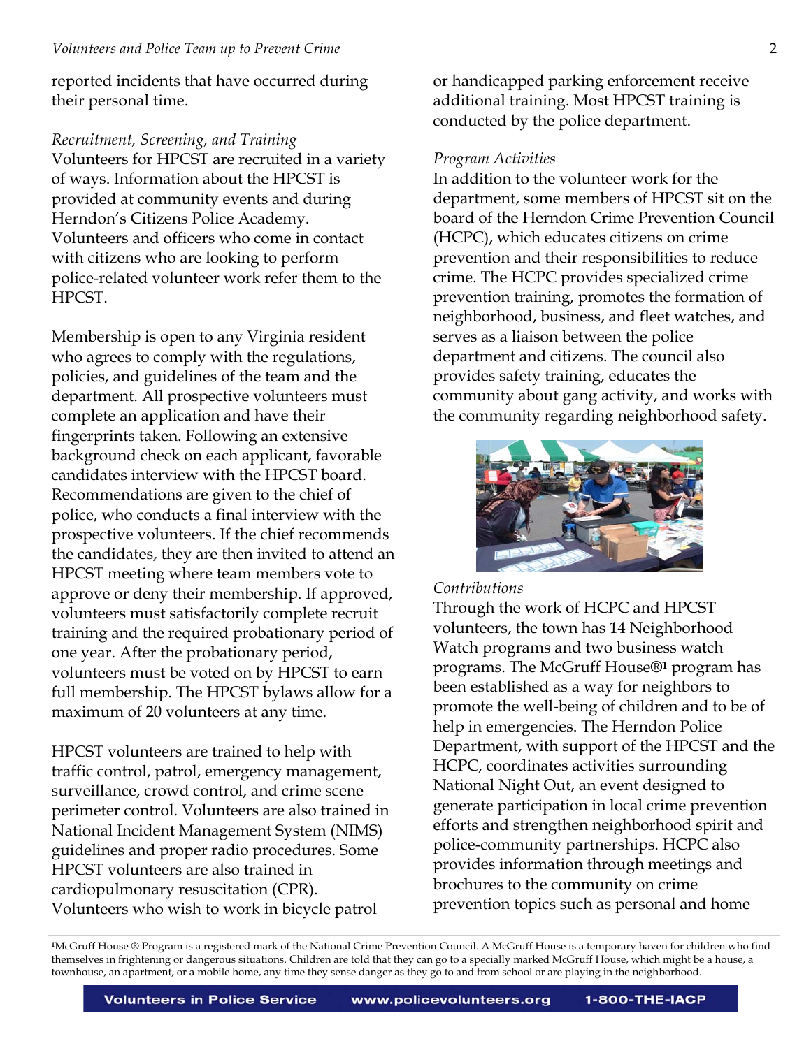reported incidents that have occurred during their personal time.

*Recruitment, Screening, and Training*

Volunteers for HPCST are recruited in a variety of ways. Information about the HPCST is provided at community events and during Herndon's Citizens Police Academy. Volunteers and officers who come in contact with citizens who are looking to perform police-related volunteer work refer them to the HPCST.

Membership is open to any Virginia resident who agrees to comply with the regulations, policies, and guidelines of the team and the department. All prospective volunteers must complete an application and have their fingerprints taken. Following an extensive background check on each applicant, favorable candidates interview with the HPCST board. Recommendations are given to the chief of police, who conducts a final interview with the prospective volunteers. If the chief recommends the candidates, they are then invited to attend an HPCST meeting where team members vote to approve or deny their membership. If approved, volunteers must satisfactorily complete recruit training and the required probationary period of one year. After the probationary period, volunteers must be voted on by HPCST to earn full membership. The HPCST bylaws allow for a maximum of 20 volunteers at any time.

HPCST volunteers are trained to help with traffic control, patrol, emergency management, surveillance, crowd control, and crime scene perimeter control. Volunteers are also trained in National Incident Management System (NIMS) guidelines and proper radio procedures. Some HPCST volunteers are also trained in cardiopulmonary resuscitation (CPR). Volunteers who wish to work in bicycle patrol or handicapped parking enforcement receive additional training. Most HPCST training is conducted by the police department.

*Program Activities*

In addition to the volunteer work for the department, some members of HPCST sit on the board of the Herndon Crime Prevention Council (HCPC), which educates citizens on crime prevention and their responsibilities to reduce crime. The HCPC provides specialized crime prevention training, promotes the formation of neighborhood, business, and fleet watches, and serves as a liaison between the police department and citizens. The council also provides safety training, educates the community about gang activity, and works with the community regarding neighborhood safety.

*Contributions*

Through the work of HCPC and HPCST volunteers, the town has 14 Neighborhood Watch programs and two business watch programs. The McGruff House®[1] program has been established as a way for neighbors to promote the well-being of children and to be of help in emergencies. The Herndon Police Department, with support of the HPCST and the HCPC, coordinates activities surrounding National Night Out, an event designed to generate participation in local crime prevention efforts and strengthen neighborhood spirit and police-community partnerships. HCPC also provides information through meetings and brochures to the community on crime prevention topics such as personal and home

[1] McGruff House ® Program is a registered mark of the National Crime Prevention Council. A McGruff House is a temporary haven for children who find themselves in frightening or dangerous situations. Children are told that they can go to a specially marked McGruff House, which might be a house, a townhouse, an apartment, or a mobile home, any time they sense danger as they go to and from school or are playing in the neighborhood.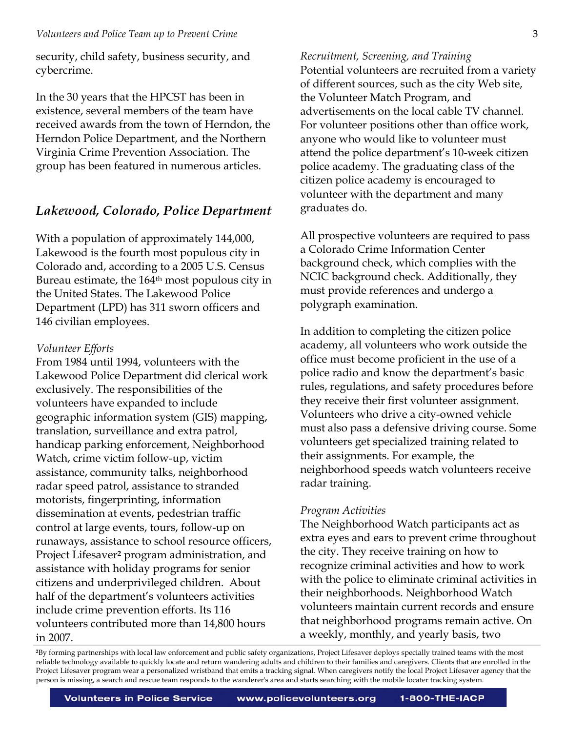security, child safety, business security, and cybercrime.

In the 30 years that the HPCST has been in existence, several members of the team have received awards from the town of Herndon, the Herndon Police Department, and the Northern Virginia Crime Prevention Association. The group has been featured in numerous articles.

## *Lakewood, Colorado, Police Department*

With a population of approximately 144,000, Lakewood is the fourth most populous city in Colorado and, according to a 2005 U.S. Census Bureau estimate, the 164th most populous city in the United States. The Lakewood Police Department (LPD) has 311 sworn officers and 146 civilian employees.

*Volunteer Efforts*

From 1984 until 1994, volunteers with the Lakewood Police Department did clerical work exclusively. The responsibilities of the volunteers have expanded to include geographic information system (GIS) mapping, translation, surveillance and extra patrol, handicap parking enforcement, Neighborhood Watch, crime victim follow-up, victim assistance, community talks, neighborhood radar speed patrol, assistance to stranded motorists, fingerprinting, information dissemination at events, pedestrian traffic control at large events, tours, follow-up on runaways, assistance to school resource officers, Project Lifesaver[2] program administration, and assistance with holiday programs for senior citizens and underprivileged children. About half of the department's volunteers activities include crime prevention efforts. Its 116 volunteers contributed more than 14,800 hours in 2007.

*Recruitment, Screening, and Training*

Potential volunteers are recruited from a variety of different sources, such as the city Web site, the Volunteer Match Program, and advertisements on the local cable TV channel. For volunteer positions other than office work, anyone who would like to volunteer must attend the police department's 10-week citizen police academy. The graduating class of the citizen police academy is encouraged to volunteer with the department and many graduates do.

All prospective volunteers are required to pass a Colorado Crime Information Center background check, which complies with the NCIC background check. Additionally, they must provide references and undergo a polygraph examination.

In addition to completing the citizen police academy, all volunteers who work outside the office must become proficient in the use of a police radio and know the department's basic rules, regulations, and safety procedures before they receive their first volunteer assignment. Volunteers who drive a city-owned vehicle must also pass a defensive driving course. Some volunteers get specialized training related to their assignments. For example, the neighborhood speeds watch volunteers receive radar training.

*Program Activities*

The Neighborhood Watch participants act as extra eyes and ears to prevent crime throughout the city. They receive training on how to recognize criminal activities and how to work with the police to eliminate criminal activities in their neighborhoods. Neighborhood Watch volunteers maintain current records and ensure that neighborhood programs remain active. On a weekly, monthly, and yearly basis, two

[2]By forming partnerships with local law enforcement and public safety organizations, Project Lifesaver deploys specially trained teams with the most reliable technology available to quickly locate and return wandering adults and children to their families and caregivers. Clients that are enrolled in the Project Lifesaver program wear a personalized wristband that emits a tracking signal. When caregivers notify the local Project Lifesaver agency that the person is missing, a search and rescue team responds to the wanderer's area and starts searching with the mobile locater tracking system.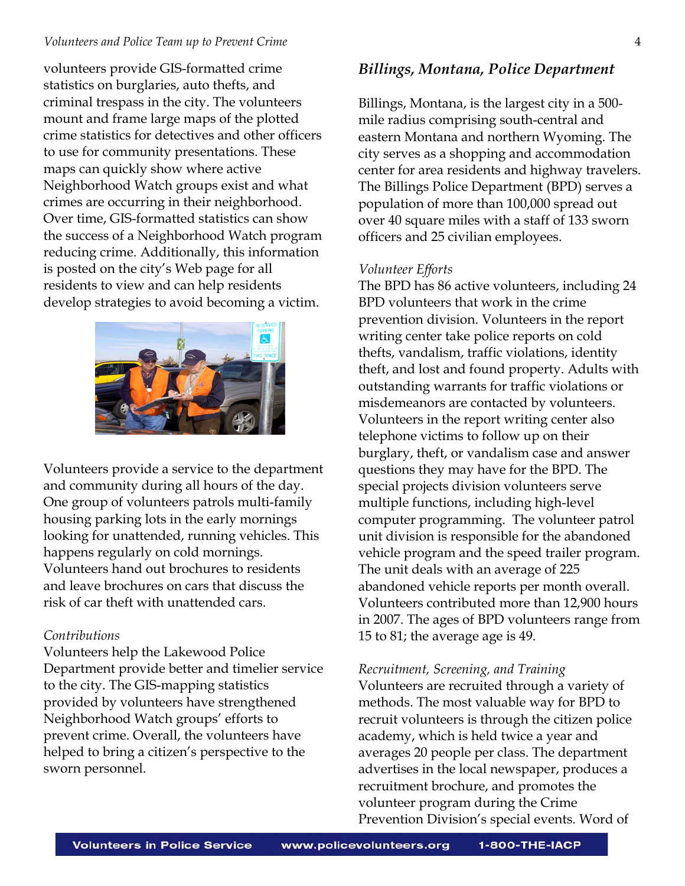volunteers provide GIS-formatted crime statistics on burglaries, auto thefts, and criminal trespass in the city. The volunteers mount and frame large maps of the plotted crime statistics for detectives and other officers to use for community presentations. These maps can quickly show where active Neighborhood Watch groups exist and what crimes are occurring in their neighborhood. Over time, GIS-formatted statistics can show the success of a Neighborhood Watch program reducing crime. Additionally, this information is posted on the city's Web page for all residents to view and can help residents develop strategies to avoid becoming a victim.

Volunteers provide a service to the department and community during all hours of the day. One group of volunteers patrols multi-family housing parking lots in the early mornings looking for unattended, running vehicles. This happens regularly on cold mornings. Volunteers hand out brochures to residents and leave brochures on cars that discuss the risk of car theft with unattended cars.

*Contributions*

Volunteers help the Lakewood Police Department provide better and timelier service to the city. The GIS-mapping statistics provided by volunteers have strengthened Neighborhood Watch groups' efforts to prevent crime. Overall, the volunteers have helped to bring a citizen's perspective to the sworn personnel.

## *Billings, Montana, Police Department*

Billings, Montana, is the largest city in a 500-mile radius comprising south-central and eastern Montana and northern Wyoming. The city serves as a shopping and accommodation center for area residents and highway travelers. The Billings Police Department (BPD) serves a population of more than 100,000 spread out over 40 square miles with a staff of 133 sworn officers and 25 civilian employees.

*Volunteer Efforts*

The BPD has 86 active volunteers, including 24 BPD volunteers that work in the crime prevention division. Volunteers in the report writing center take police reports on cold thefts, vandalism, traffic violations, identity theft, and lost and found property. Adults with outstanding warrants for traffic violations or misdemeanors are contacted by volunteers. Volunteers in the report writing center also telephone victims to follow up on their burglary, theft, or vandalism case and answer questions they may have for the BPD. The special projects division volunteers serve multiple functions, including high-level computer programming. The volunteer patrol unit division is responsible for the abandoned vehicle program and the speed trailer program. The unit deals with an average of 225 abandoned vehicle reports per month overall. Volunteers contributed more than 12,900 hours in 2007. The ages of BPD volunteers range from 15 to 81; the average age is 49.

*Recruitment, Screening, and Training*

Volunteers are recruited through a variety of methods. The most valuable way for BPD to recruit volunteers is through the citizen police academy, which is held twice a year and averages 20 people per class. The department advertises in the local newspaper, produces a recruitment brochure, and promotes the volunteer program during the Crime Prevention Division's special events. Word of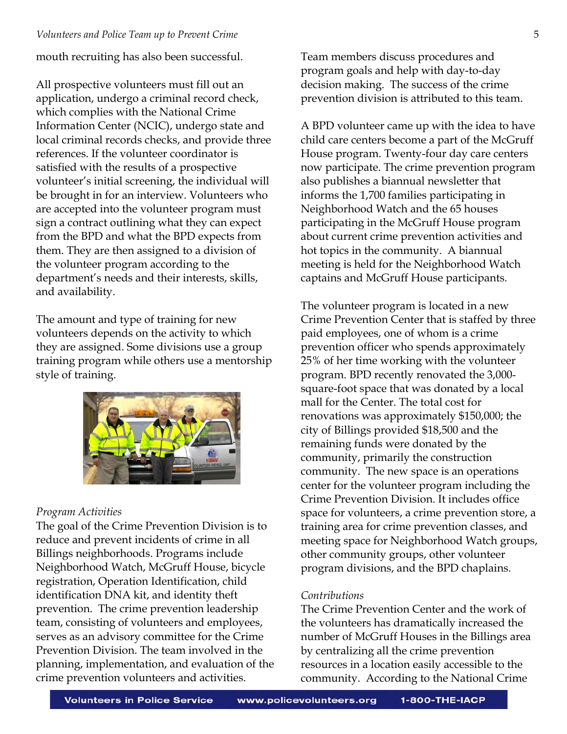mouth recruiting has also been successful.

All prospective volunteers must fill out an application, undergo a criminal record check, which complies with the National Crime Information Center (NCIC), undergo state and local criminal records checks, and provide three references. If the volunteer coordinator is satisfied with the results of a prospective volunteer's initial screening, the individual will be brought in for an interview. Volunteers who are accepted into the volunteer program must sign a contract outlining what they can expect from the BPD and what the BPD expects from them. They are then assigned to a division of the volunteer program according to the department's needs and their interests, skills, and availability.

The amount and type of training for new volunteers depends on the activity to which they are assigned. Some divisions use a group training program while others use a mentorship style of training.

*Program Activities*

The goal of the Crime Prevention Division is to reduce and prevent incidents of crime in all Billings neighborhoods. Programs include Neighborhood Watch, McGruff House, bicycle registration, Operation Identification, child identification DNA kit, and identity theft prevention. The crime prevention leadership team, consisting of volunteers and employees, serves as an advisory committee for the Crime Prevention Division. The team involved in the planning, implementation, and evaluation of the crime prevention volunteers and activities. Team members discuss procedures and program goals and help with day-to-day decision making. The success of the crime prevention division is attributed to this team.

A BPD volunteer came up with the idea to have child care centers become a part of the McGruff House program. Twenty-four day care centers now participate. The crime prevention program also publishes a biannual newsletter that informs the 1,700 families participating in Neighborhood Watch and the 65 houses participating in the McGruff House program about current crime prevention activities and hot topics in the community. A biannual meeting is held for the Neighborhood Watch captains and McGruff House participants.

The volunteer program is located in a new Crime Prevention Center that is staffed by three paid employees, one of whom is a crime prevention officer who spends approximately 25% of her time working with the volunteer program. BPD recently renovated the 3,000-square-foot space that was donated by a local mall for the Center. The total cost for renovations was approximately $150,000; the city of Billings provided $18,500 and the remaining funds were donated by the community, primarily the construction community. The new space is an operations center for the volunteer program including the Crime Prevention Division. It includes office space for volunteers, a crime prevention store, a training area for crime prevention classes, and meeting space for Neighborhood Watch groups, other community groups, other volunteer program divisions, and the BPD chaplains.

*Contributions*

The Crime Prevention Center and the work of the volunteers has dramatically increased the number of McGruff Houses in the Billings area by centralizing all the crime prevention resources in a location easily accessible to the community. According to the National Crime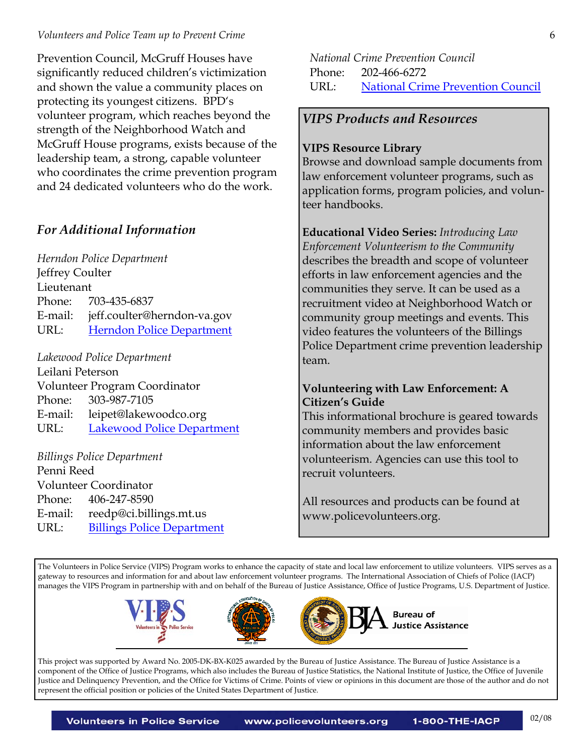Prevention Council, McGruff Houses have significantly reduced children's victimization and shown the value a community places on protecting its youngest citizens. BPD's volunteer program, which reaches beyond the strength of the Neighborhood Watch and McGruff House programs, exists because of the leadership team, a strong, capable volunteer who coordinates the crime prevention program and 24 dedicated volunteers who do the work.

## *For Additional Information*

*Herndon Police Department*
Jeffrey Coulter
Lieutenant
Phone: 703-435-6837
E-mail: jeff.coulter@herndon-va.gov
URL: Herndon Police Department

*Lakewood Police Department*
Leilani Peterson
Volunteer Program Coordinator
Phone: 303-987-7105
E-mail: leipet@lakewoodco.org
URL: Lakewood Police Department

*Billings Police Department*
Penni Reed
Volunteer Coordinator
Phone: 406-247-8590
E-mail: reedp@ci.billings.mt.us
URL: Billings Police Department

*National Crime Prevention Council*
Phone: 202-466-6272
URL: National Crime Prevention Council

## *VIPS Products and Resources*

**VIPS Resource Library**
Browse and download sample documents from law enforcement volunteer programs, such as application forms, program policies, and volunteer handbooks.

**Educational Video Series:** *Introducing Law Enforcement Volunteerism to the Community* describes the breadth and scope of volunteer efforts in law enforcement agencies and the communities they serve. It can be used as a recruitment video at Neighborhood Watch or community group meetings and events. This video features the volunteers of the Billings Police Department crime prevention leadership team.

**Volunteering with Law Enforcement: A Citizen's Guide**
This informational brochure is geared towards community members and provides basic information about the law enforcement volunteerism. Agencies can use this tool to recruit volunteers.

All resources and products can be found at www.policevolunteers.org.

The Volunteers in Police Service (VIPS) Program works to enhance the capacity of state and local law enforcement to utilize volunteers. VIPS serves as a gateway to resources and information for and about law enforcement volunteer programs. The International Association of Chiefs of Police (IACP) manages the VIPS Program in partnership with and on behalf of the Bureau of Justice Assistance, Office of Justice Programs, U.S. Department of Justice.

This project was supported by Award No. 2005-DK-BX-K025 awarded by the Bureau of Justice Assistance. The Bureau of Justice Assistance is a component of the Office of Justice Programs, which also includes the Bureau of Justice Statistics, the National Institute of Justice, the Office of Juvenile Justice and Delinquency Prevention, and the Office for Victims of Crime. Points of view or opinions in this document are those of the author and do not represent the official position or policies of the United States Department of Justice.

Volunteers in Police Service www.policevolunteers.org 1-800-THE-IACP

02/08